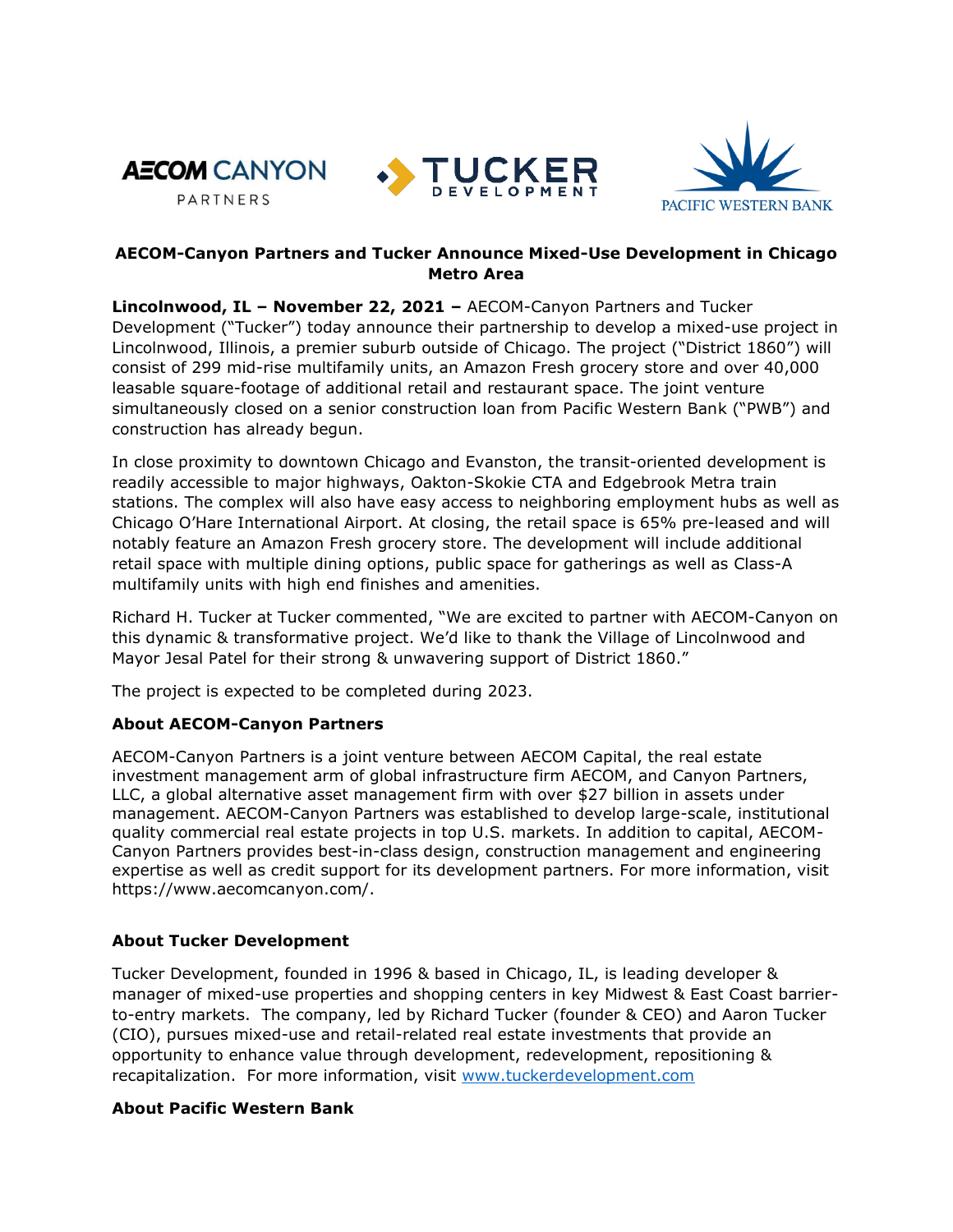AECOM CANYON PARTNERS    TUCKER DEVELOPMENT    PACIFIC WESTERN BANK

## AECOM-Canyon Partners and Tucker Announce Mixed-Use Development in Chicago Metro Area

**Lincolnwood, IL – November 22, 2021 –** AECOM-Canyon Partners and Tucker Development ("Tucker") today announce their partnership to develop a mixed-use project in Lincolnwood, Illinois, a premier suburb outside of Chicago. The project ("District 1860") will consist of 299 mid-rise multifamily units, an Amazon Fresh grocery store and over 40,000 leasable square-footage of additional retail and restaurant space. The joint venture simultaneously closed on a senior construction loan from Pacific Western Bank ("PWB") and construction has already begun.

In close proximity to downtown Chicago and Evanston, the transit-oriented development is readily accessible to major highways, Oakton-Skokie CTA and Edgebrook Metra train stations. The complex will also have easy access to neighboring employment hubs as well as Chicago O'Hare International Airport. At closing, the retail space is 65% pre-leased and will notably feature an Amazon Fresh grocery store. The development will include additional retail space with multiple dining options, public space for gatherings as well as Class-A multifamily units with high end finishes and amenities.

Richard H. Tucker at Tucker commented, "We are excited to partner with AECOM-Canyon on this dynamic & transformative project. We'd like to thank the Village of Lincolnwood and Mayor Jesal Patel for their strong & unwavering support of District 1860."

The project is expected to be completed during 2023.

### About AECOM-Canyon Partners

AECOM-Canyon Partners is a joint venture between AECOM Capital, the real estate investment management arm of global infrastructure firm AECOM, and Canyon Partners, LLC, a global alternative asset management firm with over $27 billion in assets under management. AECOM-Canyon Partners was established to develop large-scale, institutional quality commercial real estate projects in top U.S. markets. In addition to capital, AECOM-Canyon Partners provides best-in-class design, construction management and engineering expertise as well as credit support for its development partners. For more information, visit https://www.aecomcanyon.com/.

### About Tucker Development

Tucker Development, founded in 1996 & based in Chicago, IL, is leading developer & manager of mixed-use properties and shopping centers in key Midwest & East Coast barrier-to-entry markets. The company, led by Richard Tucker (founder & CEO) and Aaron Tucker (CIO), pursues mixed-use and retail-related real estate investments that provide an opportunity to enhance value through development, redevelopment, repositioning & recapitalization. For more information, visit www.tuckerdevelopment.com

### About Pacific Western Bank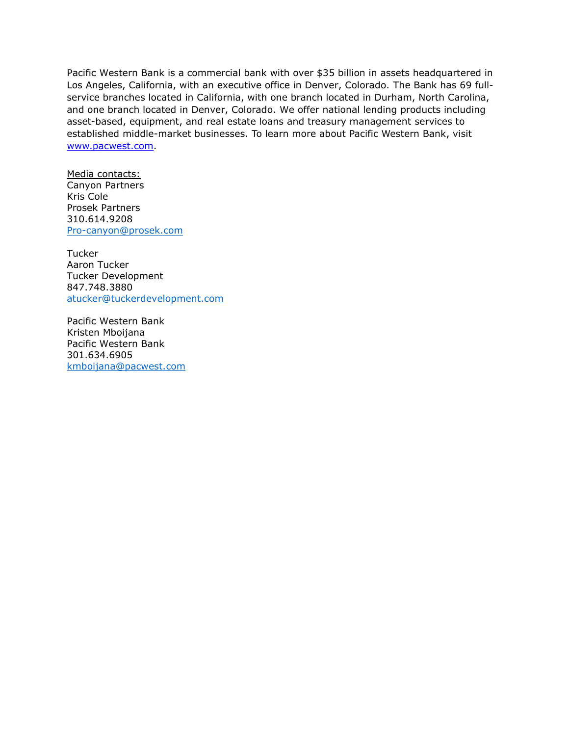Pacific Western Bank is a commercial bank with over $35 billion in assets headquartered in Los Angeles, California, with an executive office in Denver, Colorado. The Bank has 69 full-service branches located in California, with one branch located in Durham, North Carolina, and one branch located in Denver, Colorado. We offer national lending products including asset-based, equipment, and real estate loans and treasury management services to established middle-market businesses. To learn more about Pacific Western Bank, visit www.pacwest.com.

<u>Media contacts:</u>
Canyon Partners
Kris Cole
Prosek Partners
310.614.9208
Pro-canyon@prosek.com

Tucker
Aaron Tucker
Tucker Development
847.748.3880
atucker@tuckerdevelopment.com

Pacific Western Bank
Kristen Mboijana
Pacific Western Bank
301.634.6905
kmboijana@pacwest.com